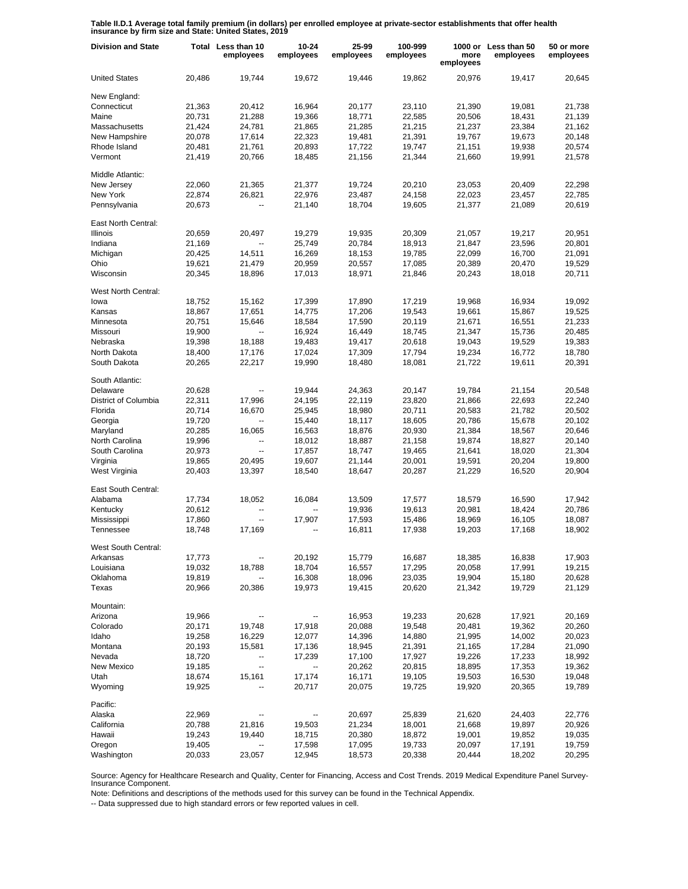**Table II.D.1 Average total family premium (in dollars) per enrolled employee at private-sector establishments that offer health insurance by firm size and State: United States, 2019**

| Division and State | Total | Less than 10 employees | 10-24 employees | 25-99 employees | 100-999 employees | 1000 or more employees | Less than 50 employees | 50 or more employees |
|---|---|---|---|---|---|---|---|---|
| United States | 20,486 | 19,744 | 19,672 | 19,446 | 19,862 | 20,976 | 19,417 | 20,645 |
| New England: | | | | | | | | |
| Connecticut | 21,363 | 20,412 | 16,964 | 20,177 | 23,110 | 21,390 | 19,081 | 21,738 |
| Maine | 20,731 | 21,288 | 19,366 | 18,771 | 22,585 | 20,506 | 18,431 | 21,139 |
| Massachusetts | 21,424 | 24,781 | 21,865 | 21,285 | 21,215 | 21,237 | 23,384 | 21,162 |
| New Hampshire | 20,078 | 17,614 | 22,323 | 19,481 | 21,391 | 19,767 | 19,673 | 20,148 |
| Rhode Island | 20,481 | 21,761 | 20,893 | 17,722 | 19,747 | 21,151 | 19,938 | 20,574 |
| Vermont | 21,419 | 20,766 | 18,485 | 21,156 | 21,344 | 21,660 | 19,991 | 21,578 |
| Middle Atlantic: | | | | | | | | |
| New Jersey | 22,060 | 21,365 | 21,377 | 19,724 | 20,210 | 23,053 | 20,409 | 22,298 |
| New York | 22,874 | 26,821 | 22,976 | 23,487 | 24,158 | 22,023 | 23,457 | 22,785 |
| Pennsylvania | 20,673 | -- | 21,140 | 18,704 | 19,605 | 21,377 | 21,089 | 20,619 |
| East North Central: | | | | | | | | |
| Illinois | 20,659 | 20,497 | 19,279 | 19,935 | 20,309 | 21,057 | 19,217 | 20,951 |
| Indiana | 21,169 | -- | 25,749 | 20,784 | 18,913 | 21,847 | 23,596 | 20,801 |
| Michigan | 20,425 | 14,511 | 16,269 | 18,153 | 19,785 | 22,099 | 16,700 | 21,091 |
| Ohio | 19,621 | 21,479 | 20,959 | 20,557 | 17,085 | 20,389 | 20,470 | 19,529 |
| Wisconsin | 20,345 | 18,896 | 17,013 | 18,971 | 21,846 | 20,243 | 18,018 | 20,711 |
| West North Central: | | | | | | | | |
| Iowa | 18,752 | 15,162 | 17,399 | 17,890 | 17,219 | 19,968 | 16,934 | 19,092 |
| Kansas | 18,867 | 17,651 | 14,775 | 17,206 | 19,543 | 19,661 | 15,867 | 19,525 |
| Minnesota | 20,751 | 15,646 | 18,584 | 17,590 | 20,119 | 21,671 | 16,551 | 21,233 |
| Missouri | 19,900 | -- | 16,924 | 16,449 | 18,745 | 21,347 | 15,736 | 20,485 |
| Nebraska | 19,398 | 18,188 | 19,483 | 19,417 | 20,618 | 19,043 | 19,529 | 19,383 |
| North Dakota | 18,400 | 17,176 | 17,024 | 17,309 | 17,794 | 19,234 | 16,772 | 18,780 |
| South Dakota | 20,265 | 22,217 | 19,990 | 18,480 | 18,081 | 21,722 | 19,611 | 20,391 |
| South Atlantic: | | | | | | | | |
| Delaware | 20,628 | -- | 19,944 | 24,363 | 20,147 | 19,784 | 21,154 | 20,548 |
| District of Columbia | 22,311 | 17,996 | 24,195 | 22,119 | 23,820 | 21,866 | 22,693 | 22,240 |
| Florida | 20,714 | 16,670 | 25,945 | 18,980 | 20,711 | 20,583 | 21,782 | 20,502 |
| Georgia | 19,720 | -- | 15,440 | 18,117 | 18,605 | 20,786 | 15,678 | 20,102 |
| Maryland | 20,285 | 16,065 | 16,563 | 18,876 | 20,930 | 21,384 | 18,567 | 20,646 |
| North Carolina | 19,996 | -- | 18,012 | 18,887 | 21,158 | 19,874 | 18,827 | 20,140 |
| South Carolina | 20,973 | -- | 17,857 | 18,747 | 19,465 | 21,641 | 18,020 | 21,304 |
| Virginia | 19,865 | 20,495 | 19,607 | 21,144 | 20,001 | 19,591 | 20,204 | 19,800 |
| West Virginia | 20,403 | 13,397 | 18,540 | 18,647 | 20,287 | 21,229 | 16,520 | 20,904 |
| East South Central: | | | | | | | | |
| Alabama | 17,734 | 18,052 | 16,084 | 13,509 | 17,577 | 18,579 | 16,590 | 17,942 |
| Kentucky | 20,612 | -- | -- | 19,936 | 19,613 | 20,981 | 18,424 | 20,786 |
| Mississippi | 17,860 | -- | 17,907 | 17,593 | 15,486 | 18,969 | 16,105 | 18,087 |
| Tennessee | 18,748 | 17,169 | -- | 16,811 | 17,938 | 19,203 | 17,168 | 18,902 |
| West South Central: | | | | | | | | |
| Arkansas | 17,773 | -- | 20,192 | 15,779 | 16,687 | 18,385 | 16,838 | 17,903 |
| Louisiana | 19,032 | 18,788 | 18,704 | 16,557 | 17,295 | 20,058 | 17,991 | 19,215 |
| Oklahoma | 19,819 | -- | 16,308 | 18,096 | 23,035 | 19,904 | 15,180 | 20,628 |
| Texas | 20,966 | 20,386 | 19,973 | 19,415 | 20,620 | 21,342 | 19,729 | 21,129 |
| Mountain: | | | | | | | | |
| Arizona | 19,966 | -- | -- | 16,953 | 19,233 | 20,628 | 17,921 | 20,169 |
| Colorado | 20,171 | 19,748 | 17,918 | 20,088 | 19,548 | 20,481 | 19,362 | 20,260 |
| Idaho | 19,258 | 16,229 | 12,077 | 14,396 | 14,880 | 21,995 | 14,002 | 20,023 |
| Montana | 20,193 | 15,581 | 17,136 | 18,945 | 21,391 | 21,165 | 17,284 | 21,090 |
| Nevada | 18,720 | -- | 17,239 | 17,100 | 17,927 | 19,226 | 17,233 | 18,992 |
| New Mexico | 19,185 | -- | -- | 20,262 | 20,815 | 18,895 | 17,353 | 19,362 |
| Utah | 18,674 | 15,161 | 17,174 | 16,171 | 19,105 | 19,503 | 16,530 | 19,048 |
| Wyoming | 19,925 | -- | 20,717 | 20,075 | 19,725 | 19,920 | 20,365 | 19,789 |
| Pacific: | | | | | | | | |
| Alaska | 22,969 | -- | -- | 20,697 | 25,839 | 21,620 | 24,403 | 22,776 |
| California | 20,788 | 21,816 | 19,503 | 21,234 | 18,001 | 21,668 | 19,897 | 20,926 |
| Hawaii | 19,243 | 19,440 | 18,715 | 20,380 | 18,872 | 19,001 | 19,852 | 19,035 |
| Oregon | 19,405 | -- | 17,598 | 17,095 | 19,733 | 20,097 | 17,191 | 19,759 |
| Washington | 20,033 | 23,057 | 12,945 | 18,573 | 20,338 | 20,444 | 18,202 | 20,295 |

Source: Agency for Healthcare Research and Quality, Center for Financing, Access and Cost Trends. 2019 Medical Expenditure Panel Survey-Insurance Component.

Note: Definitions and descriptions of the methods used for this survey can be found in the Technical Appendix.

-- Data suppressed due to high standard errors or few reported values in cell.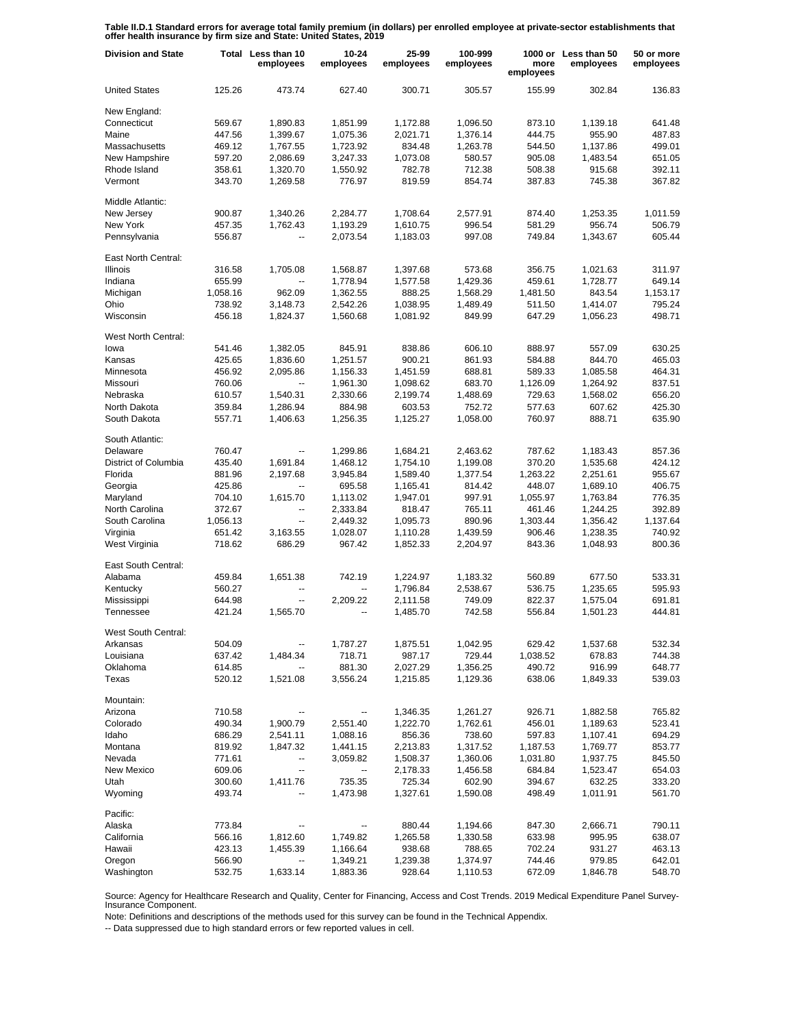**Table II.D.1 Standard errors for average total family premium (in dollars) per enrolled employee at private-sector establishments that offer health insurance by firm size and State: United States, 2019**

| Division and State | Total | Less than 10 employees | 10-24 employees | 25-99 employees | 100-999 employees | 1000 or more employees | Less than 50 employees | 50 or more employees |
|---|---|---|---|---|---|---|---|---|
| United States | 125.26 | 473.74 | 627.40 | 300.71 | 305.57 | 155.99 | 302.84 | 136.83 |
| New England: | | | | | | | | |
| Connecticut | 569.67 | 1,890.83 | 1,851.99 | 1,172.88 | 1,096.50 | 873.10 | 1,139.18 | 641.48 |
| Maine | 447.56 | 1,399.67 | 1,075.36 | 2,021.71 | 1,376.14 | 444.75 | 955.90 | 487.83 |
| Massachusetts | 469.12 | 1,767.55 | 1,723.92 | 834.48 | 1,263.78 | 544.50 | 1,137.86 | 499.01 |
| New Hampshire | 597.20 | 2,086.69 | 3,247.33 | 1,073.08 | 580.57 | 905.08 | 1,483.54 | 651.05 |
| Rhode Island | 358.61 | 1,320.70 | 1,550.92 | 782.78 | 712.38 | 508.38 | 915.68 | 392.11 |
| Vermont | 343.70 | 1,269.58 | 776.97 | 819.59 | 854.74 | 387.83 | 745.38 | 367.82 |
| Middle Atlantic: | | | | | | | | |
| New Jersey | 900.87 | 1,340.26 | 2,284.77 | 1,708.64 | 2,577.91 | 874.40 | 1,253.35 | 1,011.59 |
| New York | 457.35 | 1,762.43 | 1,193.29 | 1,610.75 | 996.54 | 581.29 | 956.74 | 506.79 |
| Pennsylvania | 556.87 | -- | 2,073.54 | 1,183.03 | 997.08 | 749.84 | 1,343.67 | 605.44 |
| East North Central: | | | | | | | | |
| Illinois | 316.58 | 1,705.08 | 1,568.87 | 1,397.68 | 573.68 | 356.75 | 1,021.63 | 311.97 |
| Indiana | 655.99 | -- | 1,778.94 | 1,577.58 | 1,429.36 | 459.61 | 1,728.77 | 649.14 |
| Michigan | 1,058.16 | 962.09 | 1,362.55 | 888.25 | 1,568.29 | 1,481.50 | 843.54 | 1,153.17 |
| Ohio | 738.92 | 3,148.73 | 2,542.26 | 1,038.95 | 1,489.49 | 511.50 | 1,414.07 | 795.24 |
| Wisconsin | 456.18 | 1,824.37 | 1,560.68 | 1,081.92 | 849.99 | 647.29 | 1,056.23 | 498.71 |
| West North Central: | | | | | | | | |
| Iowa | 541.46 | 1,382.05 | 845.91 | 838.86 | 606.10 | 888.97 | 557.09 | 630.25 |
| Kansas | 425.65 | 1,836.60 | 1,251.57 | 900.21 | 861.93 | 584.88 | 844.70 | 465.03 |
| Minnesota | 456.92 | 2,095.86 | 1,156.33 | 1,451.59 | 688.81 | 589.33 | 1,085.58 | 464.31 |
| Missouri | 760.06 | -- | 1,961.30 | 1,098.62 | 683.70 | 1,126.09 | 1,264.92 | 837.51 |
| Nebraska | 610.57 | 1,540.31 | 2,330.66 | 2,199.74 | 1,488.69 | 729.63 | 1,568.02 | 656.20 |
| North Dakota | 359.84 | 1,286.94 | 884.98 | 603.53 | 752.72 | 577.63 | 607.62 | 425.30 |
| South Dakota | 557.71 | 1,406.63 | 1,256.35 | 1,125.27 | 1,058.00 | 760.97 | 888.71 | 635.90 |
| South Atlantic: | | | | | | | | |
| Delaware | 760.47 | -- | 1,299.86 | 1,684.21 | 2,463.62 | 787.62 | 1,183.43 | 857.36 |
| District of Columbia | 435.40 | 1,691.84 | 1,468.12 | 1,754.10 | 1,199.08 | 370.20 | 1,535.68 | 424.12 |
| Florida | 881.96 | 2,197.68 | 3,945.84 | 1,589.40 | 1,377.54 | 1,263.22 | 2,251.61 | 955.67 |
| Georgia | 425.86 | -- | 695.58 | 1,165.41 | 814.42 | 448.07 | 1,689.10 | 406.75 |
| Maryland | 704.10 | 1,615.70 | 1,113.02 | 1,947.01 | 997.91 | 1,055.97 | 1,763.84 | 776.35 |
| North Carolina | 372.67 | -- | 2,333.84 | 818.47 | 765.11 | 461.46 | 1,244.25 | 392.89 |
| South Carolina | 1,056.13 | -- | 2,449.32 | 1,095.73 | 890.96 | 1,303.44 | 1,356.42 | 1,137.64 |
| Virginia | 651.42 | 3,163.55 | 1,028.07 | 1,110.28 | 1,439.59 | 906.46 | 1,238.35 | 740.92 |
| West Virginia | 718.62 | 686.29 | 967.42 | 1,852.33 | 2,204.97 | 843.36 | 1,048.93 | 800.36 |
| East South Central: | | | | | | | | |
| Alabama | 459.84 | 1,651.38 | 742.19 | 1,224.97 | 1,183.32 | 560.89 | 677.50 | 533.31 |
| Kentucky | 560.27 | -- | -- | 1,796.84 | 2,538.67 | 536.75 | 1,235.65 | 595.93 |
| Mississippi | 644.98 | -- | 2,209.22 | 2,111.58 | 749.09 | 822.37 | 1,575.04 | 691.81 |
| Tennessee | 421.24 | 1,565.70 | -- | 1,485.70 | 742.58 | 556.84 | 1,501.23 | 444.81 |
| West South Central: | | | | | | | | |
| Arkansas | 504.09 | -- | 1,787.27 | 1,875.51 | 1,042.95 | 629.42 | 1,537.68 | 532.34 |
| Louisiana | 637.42 | 1,484.34 | 718.71 | 987.17 | 729.44 | 1,038.52 | 678.83 | 744.38 |
| Oklahoma | 614.85 | -- | 881.30 | 2,027.29 | 1,356.25 | 490.72 | 916.99 | 648.77 |
| Texas | 520.12 | 1,521.08 | 3,556.24 | 1,215.85 | 1,129.36 | 638.06 | 1,849.33 | 539.03 |
| Mountain: | | | | | | | | |
| Arizona | 710.58 | -- | -- | 1,346.35 | 1,261.27 | 926.71 | 1,882.58 | 765.82 |
| Colorado | 490.34 | 1,900.79 | 2,551.40 | 1,222.70 | 1,762.61 | 456.01 | 1,189.63 | 523.41 |
| Idaho | 686.29 | 2,541.11 | 1,088.16 | 856.36 | 738.60 | 597.83 | 1,107.41 | 694.29 |
| Montana | 819.92 | 1,847.32 | 1,441.15 | 2,213.83 | 1,317.52 | 1,187.53 | 1,769.77 | 853.77 |
| Nevada | 771.61 | -- | 3,059.82 | 1,508.37 | 1,360.06 | 1,031.80 | 1,937.75 | 845.50 |
| New Mexico | 609.06 | -- | -- | 2,178.33 | 1,456.58 | 684.84 | 1,523.47 | 654.03 |
| Utah | 300.60 | 1,411.76 | 735.35 | 725.34 | 602.90 | 394.67 | 632.25 | 333.20 |
| Wyoming | 493.74 | -- | 1,473.98 | 1,327.61 | 1,590.08 | 498.49 | 1,011.91 | 561.70 |
| Pacific: | | | | | | | | |
| Alaska | 773.84 | -- | -- | 880.44 | 1,194.66 | 847.30 | 2,666.71 | 790.11 |
| California | 566.16 | 1,812.60 | 1,749.82 | 1,265.58 | 1,330.58 | 633.98 | 995.95 | 638.07 |
| Hawaii | 423.13 | 1,455.39 | 1,166.64 | 938.68 | 788.65 | 702.24 | 931.27 | 463.13 |
| Oregon | 566.90 | -- | 1,349.21 | 1,239.38 | 1,374.97 | 744.46 | 979.85 | 642.01 |
| Washington | 532.75 | 1,633.14 | 1,883.36 | 928.64 | 1,110.53 | 672.09 | 1,846.78 | 548.70 |

Source: Agency for Healthcare Research and Quality, Center for Financing, Access and Cost Trends. 2019 Medical Expenditure Panel Survey-Insurance Component.

Note: Definitions and descriptions of the methods used for this survey can be found in the Technical Appendix.

-- Data suppressed due to high standard errors or few reported values in cell.